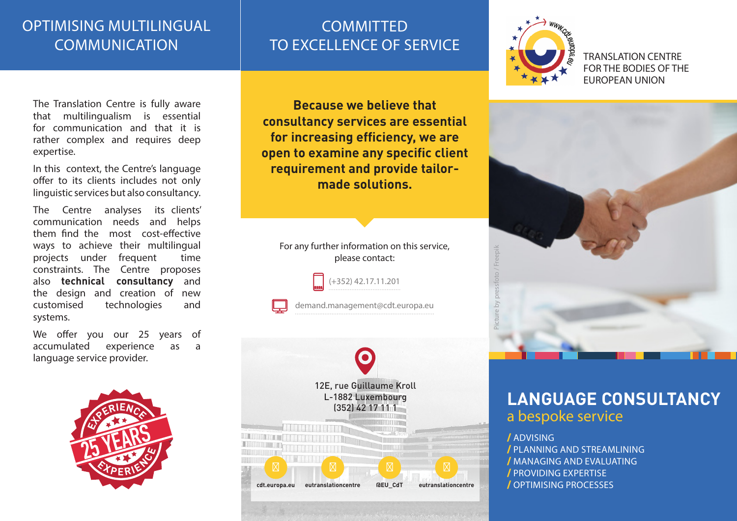# OPTIMISING MULTILINGUAL COMMUNICATION

The Translation Centre is fully aware that multilingualism is essential for communication and that it is rather complex and requires deep expertise.

In this context, the Centre's language offer to its clients includes not only linguistic services but also consultancy.

The Centre analyses its clients' communication needs and helps them find the most cost-effective ways to achieve their multilingual projects under frequent time constraints. The Centre proposes also **technical consultancy** and the design and creation of new customised technologies and systems.

We offer you our 25 years of accumulated experience as a language service provider.

EXPERIENCE 25 YEARS EXPERIENCE

# COMMITTED TO EXCELLENCE OF SERVICE

**Because we believe that consultancy services are essential for increasing efficiency, we are open to examine any specific client requirement and provide tailor-made solutions.**

For any further information on this service, please contact:

(+352) 42.17.11.201

demand.management@cdt.europa.eu

12E, rue Guillaume Kroll
L-1882 Luxembourg
(352) 42 17 11 1

cdt.europa.eu eutranslationcentre @EU_CdT eutranslationcentre

www.cdt.europa.eu

TRANSLATION CENTRE FOR THE BODIES OF THE EUROPEAN UNION

Picture by pressfoto / Freepik

# LANGUAGE CONSULTANCY

## a bespoke service

/ ADVISING
/ PLANNING AND STREAMLINING
/ MANAGING AND EVALUATING
/ PROVIDING EXPERTISE
/ OPTIMISING PROCESSES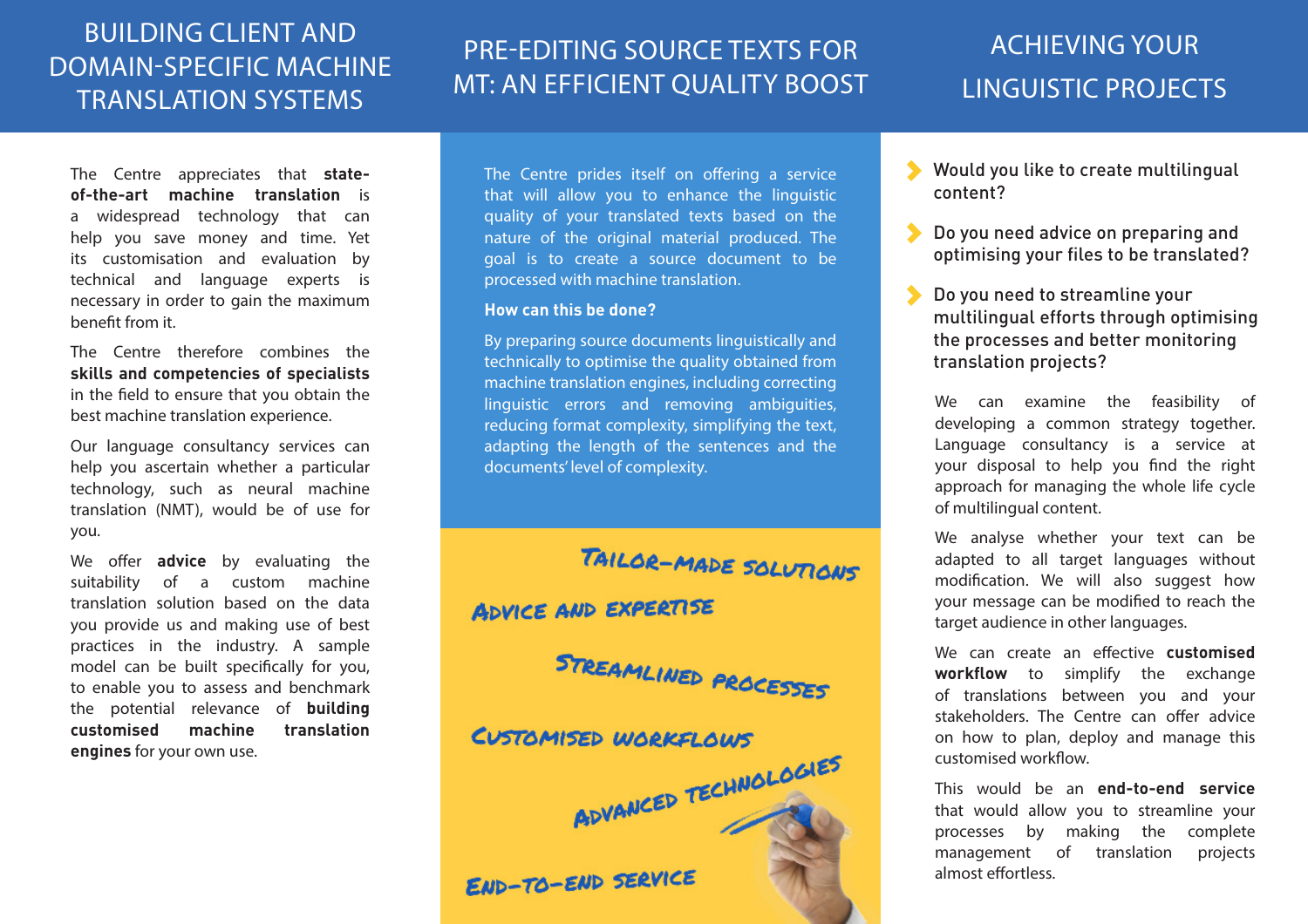# BUILDING CLIENT AND DOMAIN-SPECIFIC MACHINE TRANSLATION SYSTEMS

The Centre appreciates that **state-of-the-art machine translation** is a widespread technology that can help you save money and time. Yet its customisation and evaluation by technical and language experts is necessary in order to gain the maximum benefit from it.

The Centre therefore combines the **skills and competencies of specialists** in the field to ensure that you obtain the best machine translation experience.

Our language consultancy services can help you ascertain whether a particular technology, such as neural machine translation (NMT), would be of use for you.

We offer **advice** by evaluating the suitability of a custom machine translation solution based on the data you provide us and making use of best practices in the industry. A sample model can be built specifically for you, to enable you to assess and benchmark the potential relevance of **building customised machine translation engines** for your own use.

# PRE-EDITING SOURCE TEXTS FOR MT: AN EFFICIENT QUALITY BOOST

The Centre prides itself on offering a service that will allow you to enhance the linguistic quality of your translated texts based on the nature of the original material produced. The goal is to create a source document to be processed with machine translation.

**How can this be done?**

By preparing source documents linguistically and technically to optimise the quality obtained from machine translation engines, including correcting linguistic errors and removing ambiguities, reducing format complexity, simplifying the text, adapting the length of the sentences and the documents' level of complexity.

TAILOR-MADE SOLUTIONS

ADVICE AND EXPERTISE

STREAMLINED PROCESSES

CUSTOMISED WORKFLOWS

ADVANCED TECHNOLOGIES

END-TO-END SERVICE

# ACHIEVING YOUR LINGUISTIC PROJECTS

- Would you like to create multilingual content?
- Do you need advice on preparing and optimising your files to be translated?
- Do you need to streamline your multilingual efforts through optimising the processes and better monitoring translation projects?

We can examine the feasibility of developing a common strategy together. Language consultancy is a service at your disposal to help you find the right approach for managing the whole life cycle of multilingual content.

We analyse whether your text can be adapted to all target languages without modification. We will also suggest how your message can be modified to reach the target audience in other languages.

We can create an effective **customised workflow** to simplify the exchange of translations between you and your stakeholders. The Centre can offer advice on how to plan, deploy and manage this customised workflow.

This would be an **end-to-end service** that would allow you to streamline your processes by making the complete management of translation projects almost effortless.